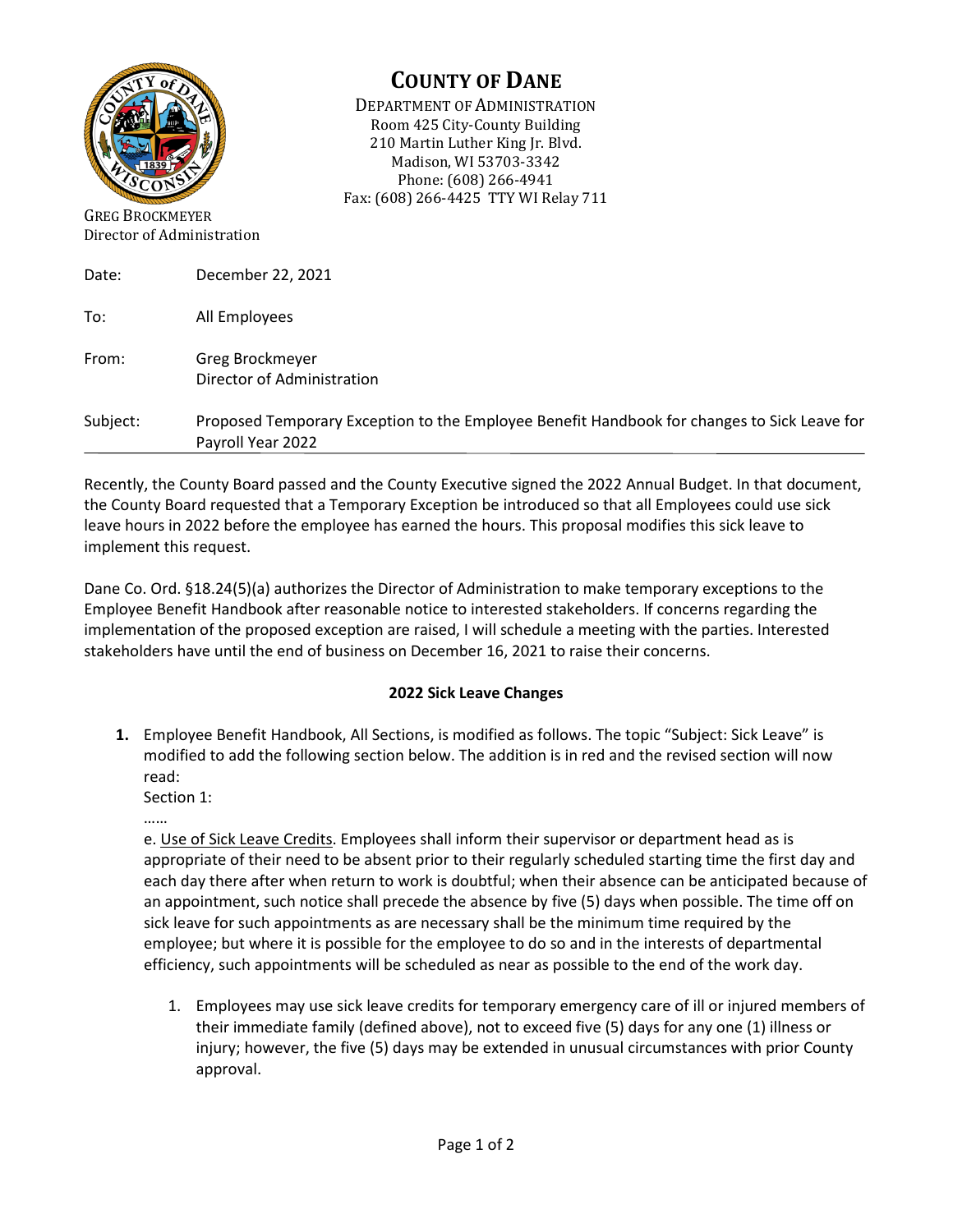# COUNTY OF DANE

DEPARTMENT OF ADMINISTRATION
Room 425 City-County Building
210 Martin Luther King Jr. Blvd.
Madison, WI 53703-3342
Phone: (608) 266-4941
Fax: (608) 266-4425 TTY WI Relay 711

GREG BROCKMEYER
Director of Administration

Date: December 22, 2021

To: All Employees

From: Greg Brockmeyer
Director of Administration

Subject: Proposed Temporary Exception to the Employee Benefit Handbook for changes to Sick Leave for Payroll Year 2022

---

Recently, the County Board passed and the County Executive signed the 2022 Annual Budget. In that document, the County Board requested that a Temporary Exception be introduced so that all Employees could use sick leave hours in 2022 before the employee has earned the hours. This proposal modifies this sick leave to implement this request.

Dane Co. Ord. §18.24(5)(a) authorizes the Director of Administration to make temporary exceptions to the Employee Benefit Handbook after reasonable notice to interested stakeholders. If concerns regarding the implementation of the proposed exception are raised, I will schedule a meeting with the parties. Interested stakeholders have until the end of business on December 16, 2021 to raise their concerns.

**2022 Sick Leave Changes**

1. Employee Benefit Handbook, All Sections, is modified as follows. The topic "Subject: Sick Leave" is modified to add the following section below. The addition is in red and the revised section will now read:

   Section 1:

   ……

   e. Use of Sick Leave Credits. Employees shall inform their supervisor or department head as is appropriate of their need to be absent prior to their regularly scheduled starting time the first day and each day there after when return to work is doubtful; when their absence can be anticipated because of an appointment, such notice shall precede the absence by five (5) days when possible. The time off on sick leave for such appointments as are necessary shall be the minimum time required by the employee; but where it is possible for the employee to do so and in the interests of departmental efficiency, such appointments will be scheduled as near as possible to the end of the work day.

   1. Employees may use sick leave credits for temporary emergency care of ill or injured members of their immediate family (defined above), not to exceed five (5) days for any one (1) illness or injury; however, the five (5) days may be extended in unusual circumstances with prior County approval.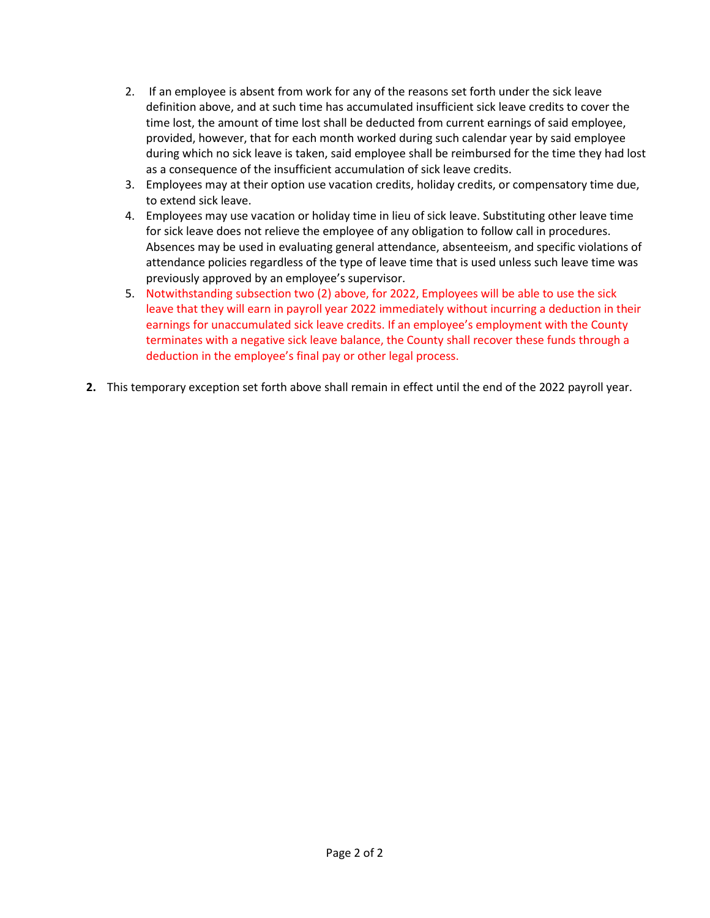2. If an employee is absent from work for any of the reasons set forth under the sick leave definition above, and at such time has accumulated insufficient sick leave credits to cover the time lost, the amount of time lost shall be deducted from current earnings of said employee, provided, however, that for each month worked during such calendar year by said employee during which no sick leave is taken, said employee shall be reimbursed for the time they had lost as a consequence of the insufficient accumulation of sick leave credits.
3. Employees may at their option use vacation credits, holiday credits, or compensatory time due, to extend sick leave.
4. Employees may use vacation or holiday time in lieu of sick leave. Substituting other leave time for sick leave does not relieve the employee of any obligation to follow call in procedures. Absences may be used in evaluating general attendance, absenteeism, and specific violations of attendance policies regardless of the type of leave time that is used unless such leave time was previously approved by an employee's supervisor.
5. Notwithstanding subsection two (2) above, for 2022, Employees will be able to use the sick leave that they will earn in payroll year 2022 immediately without incurring a deduction in their earnings for unaccumulated sick leave credits. If an employee's employment with the County terminates with a negative sick leave balance, the County shall recover these funds through a deduction in the employee's final pay or other legal process.

**2.** This temporary exception set forth above shall remain in effect until the end of the 2022 payroll year.